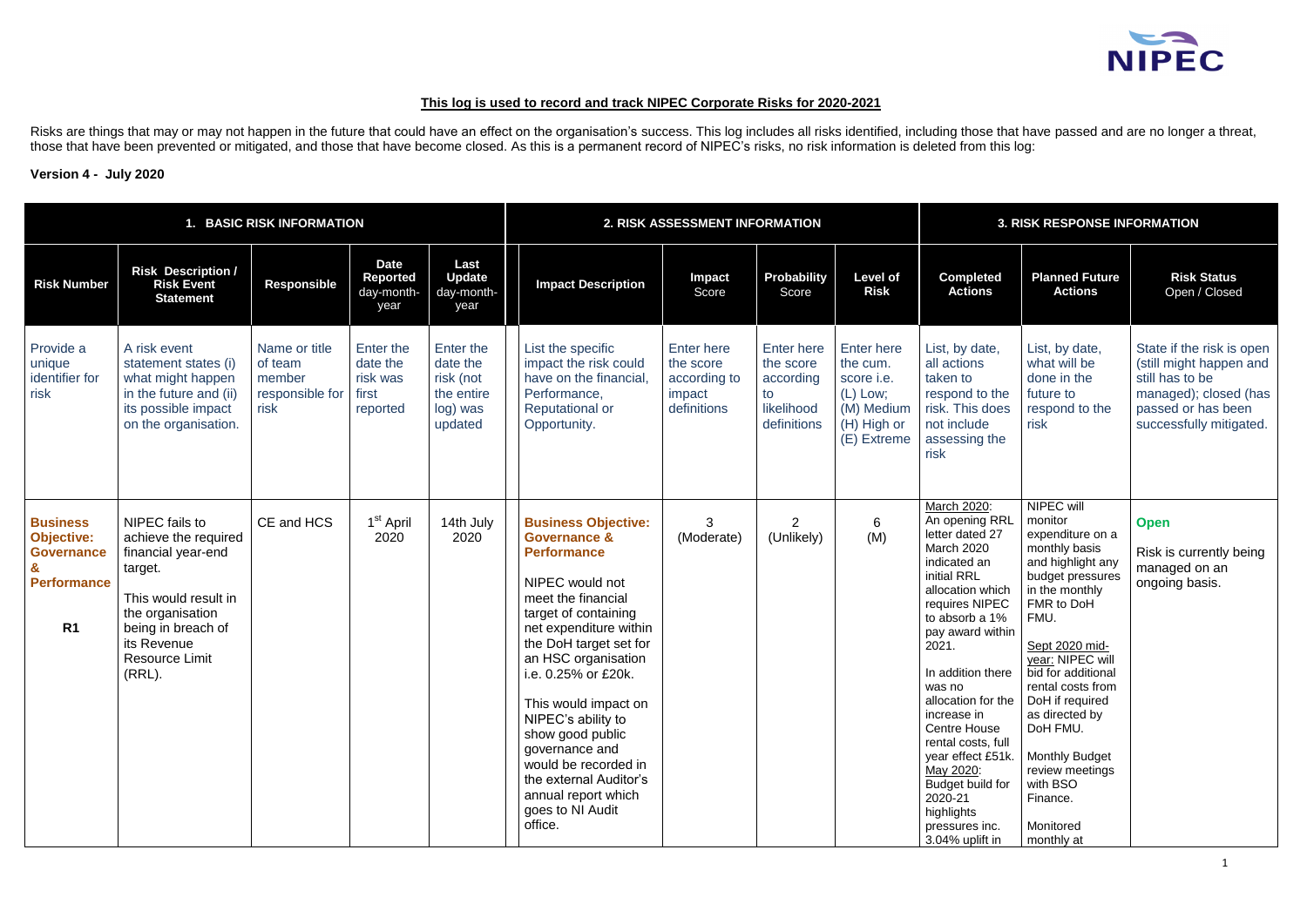**This log is used to record and track NIPEC Corporate Risks for 2020-2021**

Risks are things that may or may not happen in the future that could have an effect on the organisation's success. This log includes all risks identified, including those that have passed and are no longer a threat, those that have been prevented or mitigated, and those that have become closed. As this is a permanent record of NIPEC's risks, no risk information is deleted from this log:

**Version 4 - July 2020**

| 1. BASIC RISK INFORMATION | | | | | 2. RISK ASSESSMENT INFORMATION | | | | 3. RISK RESPONSE INFORMATION | | |
|---|---|---|---|---|---|---|---|---|---|---|---|
| **Risk Number** | **Risk Description / Risk Event Statement** | **Responsible** | **Date Reported** day-month-year | **Last Update** day-month-year | **Impact Description** | **Impact** Score | **Probability** Score | **Level of Risk** | **Completed Actions** | **Planned Future Actions** | **Risk Status** Open / Closed |
| Provide a unique identifier for risk | A risk event statement states (i) what might happen in the future and (ii) its possible impact on the organisation. | Name or title of team member responsible for risk | Enter the date the risk was first reported | Enter the date the risk (not the entire log) was updated | List the specific impact the risk could have on the financial, Performance, Reputational or Opportunity. | Enter here the score according to impact definitions | Enter here the score according to likelihood definitions | Enter here the cum. score i.e. (L) Low; (M) Medium (H) High or (E) Extreme | List, by date, all actions taken to respond to the risk. This does not include assessing the risk | List, by date, what will be done in the future to respond to the risk | State if the risk is open (still might happen and still has to be managed); closed (has passed or has been successfully mitigated. |
| **Business Objective: Governance & Performance**<br><br>**R1** | NIPEC fails to achieve the required financial year-end target.<br><br>This would result in the organisation being in breach of its Revenue Resource Limit (RRL). | CE and HCS | 1st April 2020 | 14th July 2020 | **Business Objective: Governance & Performance**<br><br>NIPEC would not meet the financial target of containing net expenditure within the DoH target set for an HSC organisation i.e. 0.25% or £20k.<br><br>This would impact on NIPEC's ability to show good public governance and would be recorded in the external Auditor's annual report which goes to NI Audit office. | 3 (Moderate) | 2 (Unlikely) | 6 (M) | March 2020: An opening RRL letter dated 27 March 2020 indicated an initial RRL allocation which requires NIPEC to absorb a 1% pay award within 2021.<br><br>In addition there was no allocation for the increase in Centre House rental costs, full year effect £51k.<br>May 2020: Budget build for 2020-21 highlights pressures inc. 3.04% uplift in | NIPEC will monitor expenditure on a monthly basis and highlight any budget pressures in the monthly FMR to DoH FMU.<br><br>Sept 2020 mid-year: NIPEC will bid for additional rental costs from DoH if required as directed by DoH FMU.<br><br>Monthly Budget review meetings with BSO Finance.<br><br>Monitored monthly at | **Open**<br><br>Risk is currently being managed on an ongoing basis. |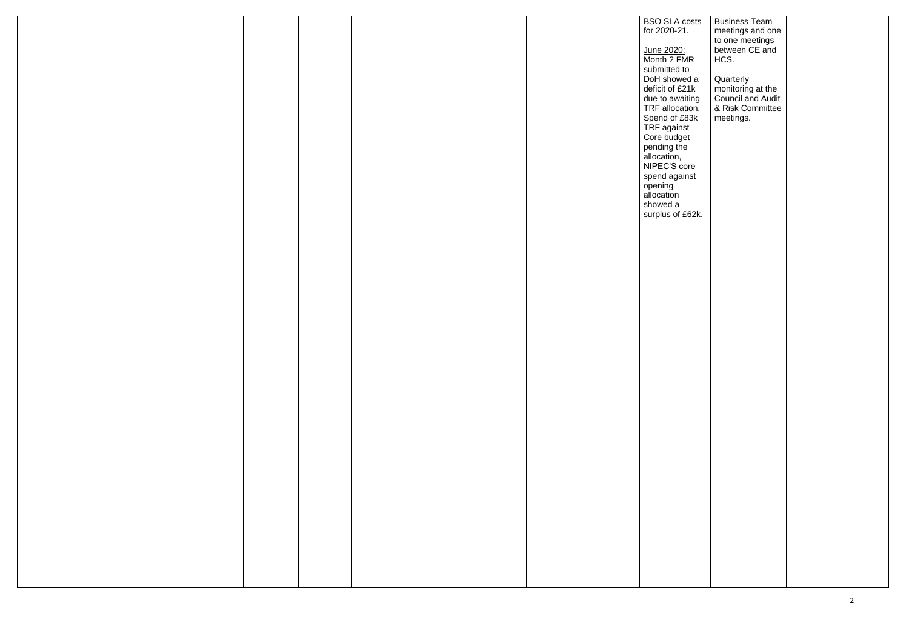| | | | | | | | | | | | |
|---|---|---|---|---|---|---|---|---|---|---|---|
| | | | | | | | | | BSO SLA costs for 2020-21.<br><br>June 2020:<br>Month 2 FMR submitted to DoH showed a deficit of £21k due to awaiting TRF allocation. Spend of £83k TRF against Core budget pending the allocation, NIPEC'S core spend against opening allocation showed a surplus of £62k. | Business Team meetings and one to one meetings between CE and HCS.<br><br>Quarterly monitoring at the Council and Audit & Risk Committee meetings. | |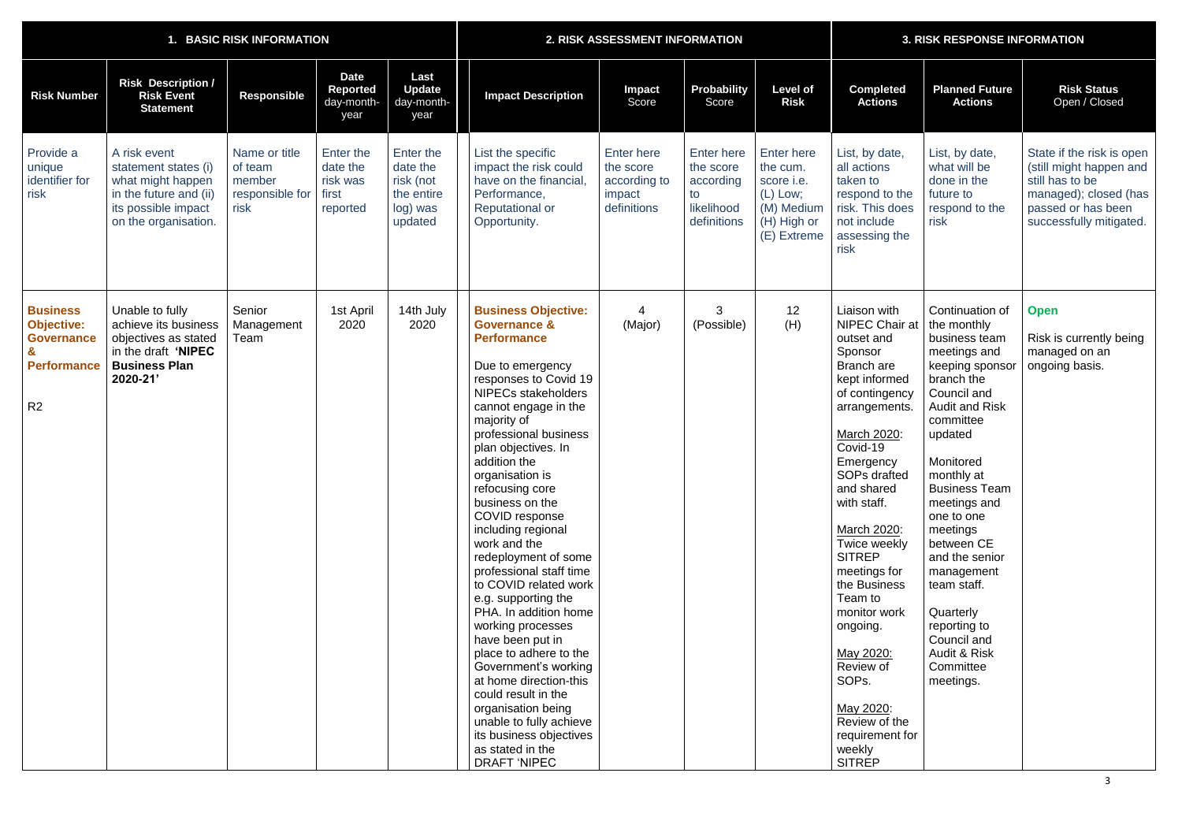| 1. BASIC RISK INFORMATION | | | | | 2. RISK ASSESSMENT INFORMATION | | | | 3. RISK RESPONSE INFORMATION | | |
|---|---|---|---|---|---|---|---|---|---|---|---|
| **Risk Number** | **Risk Description / Risk Event Statement** | **Responsible** | **Date Reported** day-month-year | **Last Update** day-month-year | **Impact Description** | **Impact** Score | **Probability** Score | **Level of Risk** | **Completed Actions** | **Planned Future Actions** | **Risk Status** Open / Closed |
| Provide a unique identifier for risk | A risk event statement states (i) what might happen in the future and (ii) its possible impact on the organisation. | Name or title of team member responsible for risk | Enter the date the risk was first reported | Enter the date the risk (not the entire log) was updated | List the specific impact the risk could have on the financial, Performance, Reputational or Opportunity. | Enter here the score according to impact definitions | Enter here the score according to likelihood definitions | Enter here the cum. score i.e. (L) Low; (M) Medium (H) High or (E) Extreme | List, by date, all actions taken to respond to the risk. This does not include assessing the risk | List, by date, what will be done in the future to respond to the risk | State if the risk is open (still might happen and still has to be managed); closed (has passed or has been successfully mitigated. |
| **Business Objective: Governance & Performance** R2 | Unable to fully achieve its business objectives as stated in the draft **'NIPEC Business Plan 2020-21'** | Senior Management Team | 1st April 2020 | 14th July 2020 | **Business Objective: Governance & Performance** Due to emergency responses to Covid 19 NIPECs stakeholders cannot engage in the majority of professional business plan objectives. In addition the organisation is refocusing core business on the COVID response including regional work and the redeployment of some professional staff time to COVID related work e.g. supporting the PHA. In addition home working processes have been put in place to adhere to the Government's working at home direction-this could result in the organisation being unable to fully achieve its business objectives as stated in the DRAFT 'NIPEC | 4 (Major) | 3 (Possible) | 12 (H) | Liaison with NIPEC Chair at outset and Sponsor Branch are kept informed of contingency arrangements. March 2020: Covid-19 Emergency SOPs drafted and shared with staff. March 2020: Twice weekly SITREP meetings for the Business Team to monitor work ongoing. May 2020: Review of SOPs. May 2020: Review of the requirement for weekly SITREP | Continuation of the monthly business team meetings and keeping sponsor branch the Council and Audit and Risk committee updated Monitored monthly at Business Team meetings and one to one meetings between CE and the senior management team staff. Quarterly reporting to Council and Audit & Risk Committee meetings. | **Open** Risk is currently being managed on an ongoing basis. |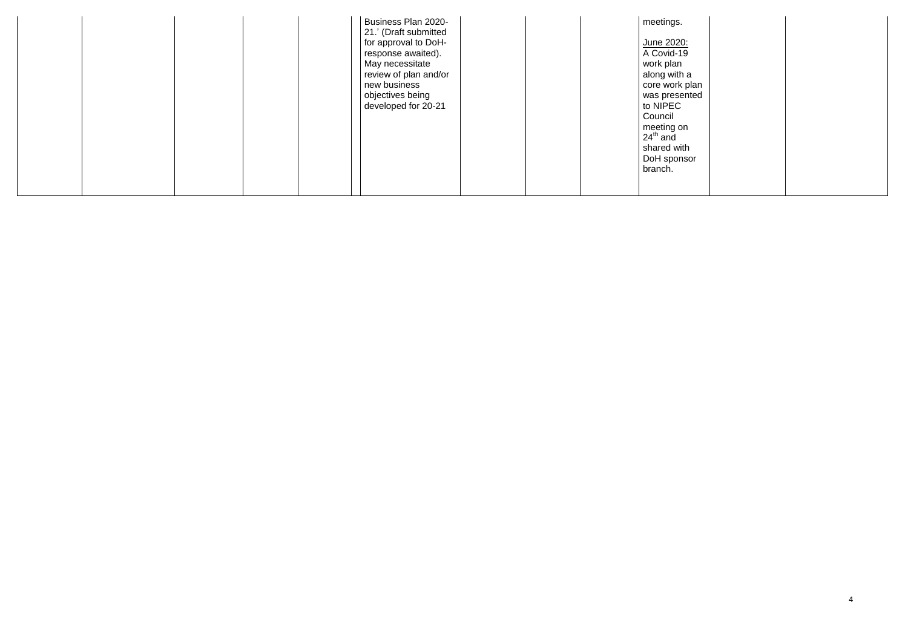| | | | | | | | | | | | |
|---|---|---|---|---|---|---|---|---|---|---|---|
| | | | | | Business Plan 2020-21.' (Draft submitted for approval to DoH- response awaited). May necessitate review of plan and/or new business objectives being developed for 20-21 | | | | meetings.<br><br><u>June 2020:</u><br>A Covid-19 work plan along with a core work plan was presented to NIPEC Council meeting on 24th and shared with DoH sponsor branch. | | |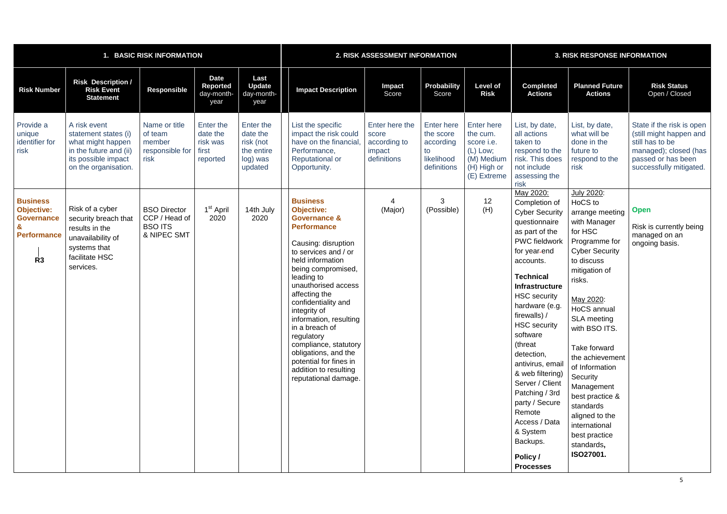| 1. BASIC RISK INFORMATION | | | | | 2. RISK ASSESSMENT INFORMATION | | | | 3. RISK RESPONSE INFORMATION | | |
|---|---|---|---|---|---|---|---|---|---|---|---|
| **Risk Number** | **Risk Description / Risk Event Statement** | **Responsible** | **Date Reported** day-month-year | **Last Update** day-month-year | **Impact Description** | **Impact** Score | **Probability** Score | **Level of Risk** | **Completed Actions** | **Planned Future Actions** | **Risk Status** Open / Closed |
| Provide a unique identifier for risk | A risk event statement states (i) what might happen in the future and (ii) its possible impact on the organisation. | Name or title of team member responsible for risk | Enter the date the risk was first reported | Enter the date the risk (not the entire log) was updated | List the specific impact the risk could have on the financial, Performance, Reputational or Opportunity. | Enter here the score according to impact definitions | Enter here the score according to likelihood definitions | Enter here the cum. score i.e. (L) Low; (M) Medium (H) High or (E) Extreme | List, by date, all actions taken to respond to the risk. This does not include assessing the risk | List, by date, what will be done in the future to respond to the risk | State if the risk is open (still might happen and still has to be managed); closed (has passed or has been successfully mitigated. |
| **Business Objective: Governance & Performance**<br><br>**R3** | Risk of a cyber security breach that results in the unavailability of systems that facilitate HSC services. | BSO Director CCP / Head of BSO ITS & NIPEC SMT | 1st April 2020 | 14th July 2020 | **Business Objective: Governance & Performance**<br><br>Causing: disruption to services and / or held information being compromised, leading to unauthorised access affecting the confidentiality and integrity of information, resulting in a breach of regulatory compliance, statutory obligations, and the potential for fines in addition to resulting reputational damage. | 4 (Major) | 3 (Possible) | 12 (H) | May 2020: Completion of Cyber Security questionnaire as part of the PWC fieldwork for year-end accounts.<br><br>**Technical Infrastructure**<br>HSC security hardware (e.g. firewalls) / HSC security software (threat detection, antivirus, email & web filtering) Server / Client Patching / 3rd party / Secure Remote Access / Data & System Backups.<br><br>**Policy / Processes** | July 2020: HoCS to arrange meeting with Manager for HSC Programme for Cyber Security to discuss mitigation of risks.<br><br>May 2020: HoCS annual SLA meeting with BSO ITS.<br><br>Take forward the achievement of Information Security Management best practice & standards aligned to the international best practice standards, **ISO27001.** | **Open**<br><br>Risk is currently being managed on an ongoing basis. |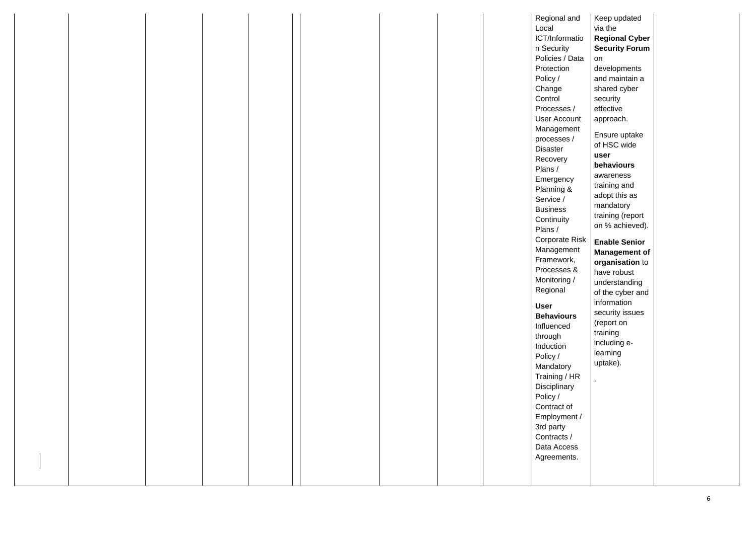| | | | | | | | | | | | |
|---|---|---|---|---|---|---|---|---|---|---|---|
| | | | | | | | | | Regional and Local ICT/Information Security Policies / Data Protection Policy / Change Control Processes / User Account Management processes / Disaster Recovery Plans / Emergency Planning & Service / Business Continuity Plans / Corporate Risk Management Framework, Processes & Monitoring / Regional<br><br>**User Behaviours** Influenced through Induction Policy / Mandatory Training / HR Disciplinary Policy / Contract of Employment / 3rd party Contracts / Data Access Agreements. | Keep updated via the **Regional Cyber Security Forum** on developments and maintain a shared cyber security effective approach.<br><br>Ensure uptake of HSC wide **user behaviours** awareness training and adopt this as mandatory training (report on % achieved).<br><br>**Enable Senior Management of organisation** to have robust understanding of the cyber and information security issues (report on training including e-learning uptake).<br><br>. | |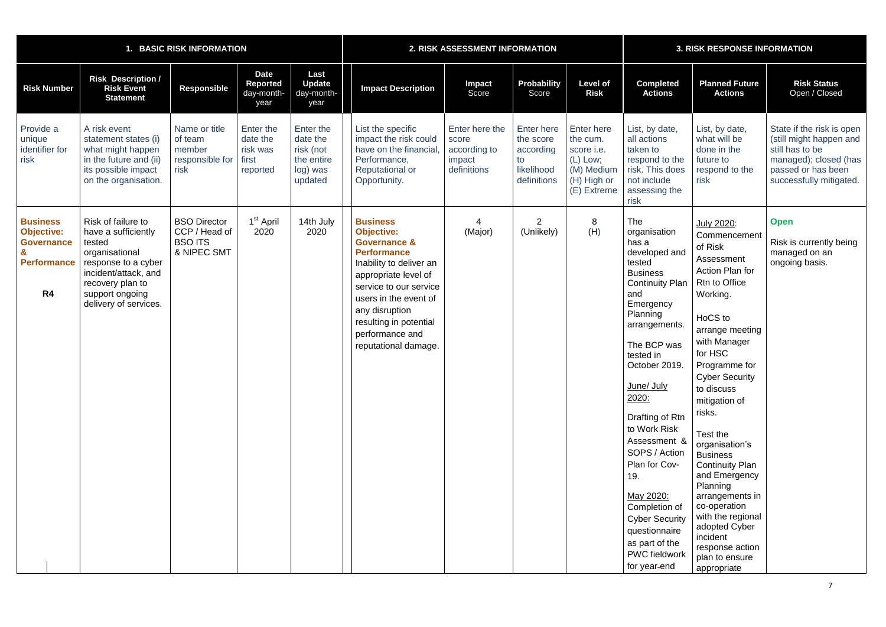| 1. BASIC RISK INFORMATION | | | | | 2. RISK ASSESSMENT INFORMATION | | | | 3. RISK RESPONSE INFORMATION | | |
|---|---|---|---|---|---|---|---|---|---|---|---|
| **Risk Number** | **Risk Description / Risk Event Statement** | **Responsible** | **Date Reported** day-month-year | **Last Update** day-month-year | **Impact Description** | **Impact** Score | **Probability** Score | **Level of Risk** | **Completed Actions** | **Planned Future Actions** | **Risk Status** Open / Closed |
| Provide a unique identifier for risk | A risk event statement states (i) what might happen in the future and (ii) its possible impact on the organisation. | Name or title of team member responsible for risk | Enter the date the risk was first reported | Enter the date the risk (not the entire log) was updated | List the specific impact the risk could have on the financial, Performance, Reputational or Opportunity. | Enter here the score according to impact definitions | Enter here the score according to likelihood definitions | Enter here the cum. score i.e. (L) Low; (M) Medium (H) High or (E) Extreme | List, by date, all actions taken to respond to the risk. This does not include assessing the risk | List, by date, what will be done in the future to respond to the risk | State if the risk is open (still might happen and still has to be managed); closed (has passed or has been successfully mitigated. |
| **Business Objective: Governance & Performance** <br><br> **R4** | Risk of failure to have a sufficiently tested organisational response to a cyber incident/attack, and recovery plan to support ongoing delivery of services. | BSO Director CCP / Head of BSO ITS & NIPEC SMT | 1st April 2020 | 14th July 2020 | **Business Objective: Governance & Performance** Inability to deliver an appropriate level of service to our service users in the event of any disruption resulting in potential performance and reputational damage. | 4 (Major) | 2 (Unlikely) | 8 (H) | The organisation has a developed and tested Business Continuity Plan and Emergency Planning arrangements. <br><br> The BCP was tested in October 2019. <br><br> June/ July 2020: <br><br> Drafting of Rtn to Work Risk Assessment & SOPS / Action Plan for Cov-19. <br><br> May 2020: Completion of Cyber Security questionnaire as part of the PWC fieldwork for year-end | July 2020: Commencement of Risk Assessment Action Plan for Rtn to Office Working. <br><br> HoCS to arrange meeting with Manager for HSC Programme for Cyber Security to discuss mitigation of risks. <br><br> Test the organisation's Business Continuity Plan and Emergency Planning arrangements in co-operation with the regional adopted Cyber incident response action plan to ensure appropriate | **Open** <br><br> Risk is currently being managed on an ongoing basis. |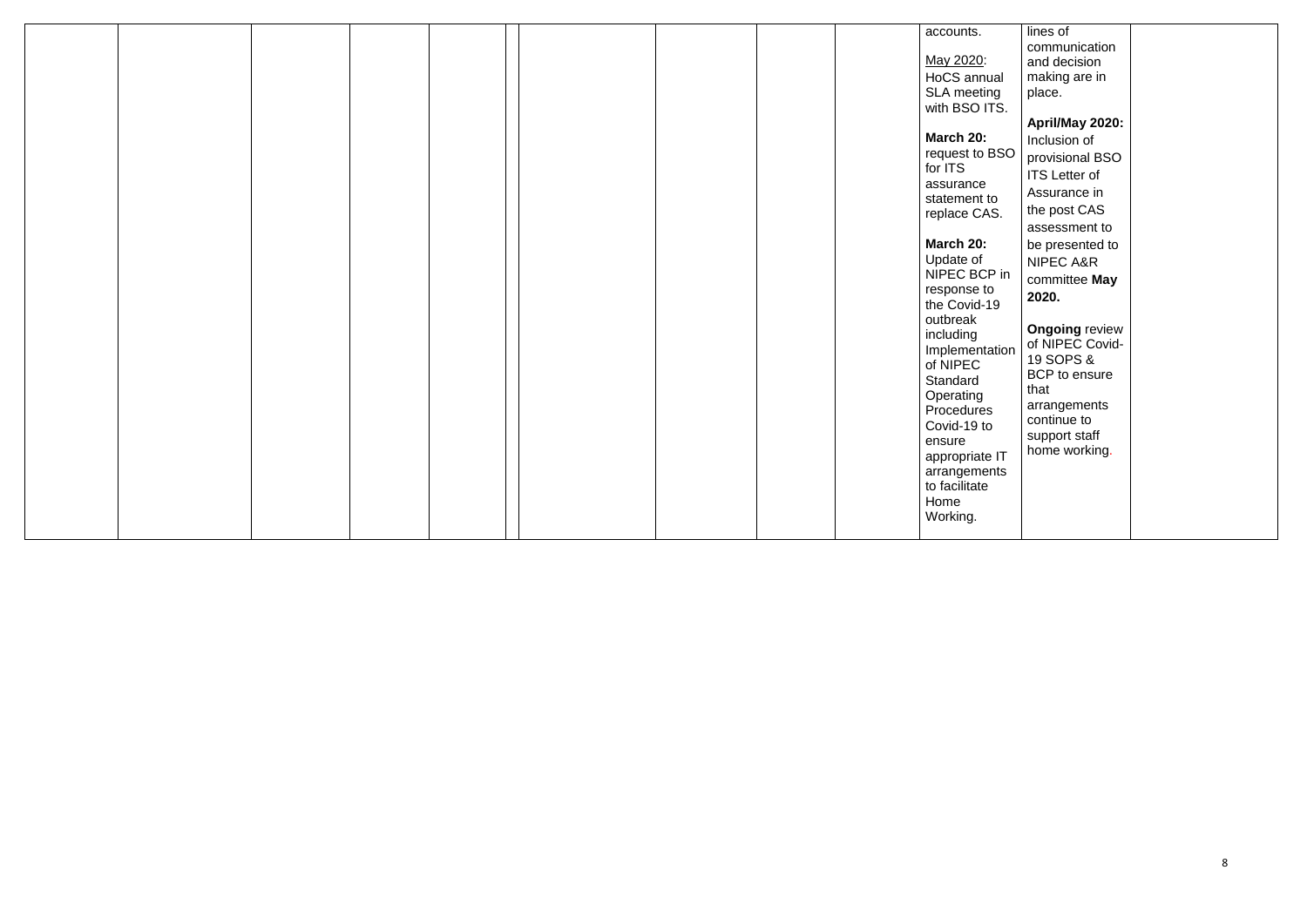| | | | | | | | | | | | |
|---|---|---|---|---|---|---|---|---|---|---|---|
| | | | | | | | | | accounts.<br><br>May 2020: HoCS annual SLA meeting with BSO ITS.<br><br>**March 20:** request to BSO for ITS assurance statement to replace CAS.<br><br>**March 20:** Update of NIPEC BCP in response to the Covid-19 outbreak including Implementation of NIPEC Standard Operating Procedures Covid-19 to ensure appropriate IT arrangements to facilitate Home Working. | lines of communication and decision making are in place.<br><br>**April/May 2020:** Inclusion of provisional BSO ITS Letter of Assurance in the post CAS assessment to be presented to NIPEC A&R committee **May 2020.**<br><br>**Ongoing** review of NIPEC Covid-19 SOPS & BCP to ensure that arrangements continue to support staff home working. | |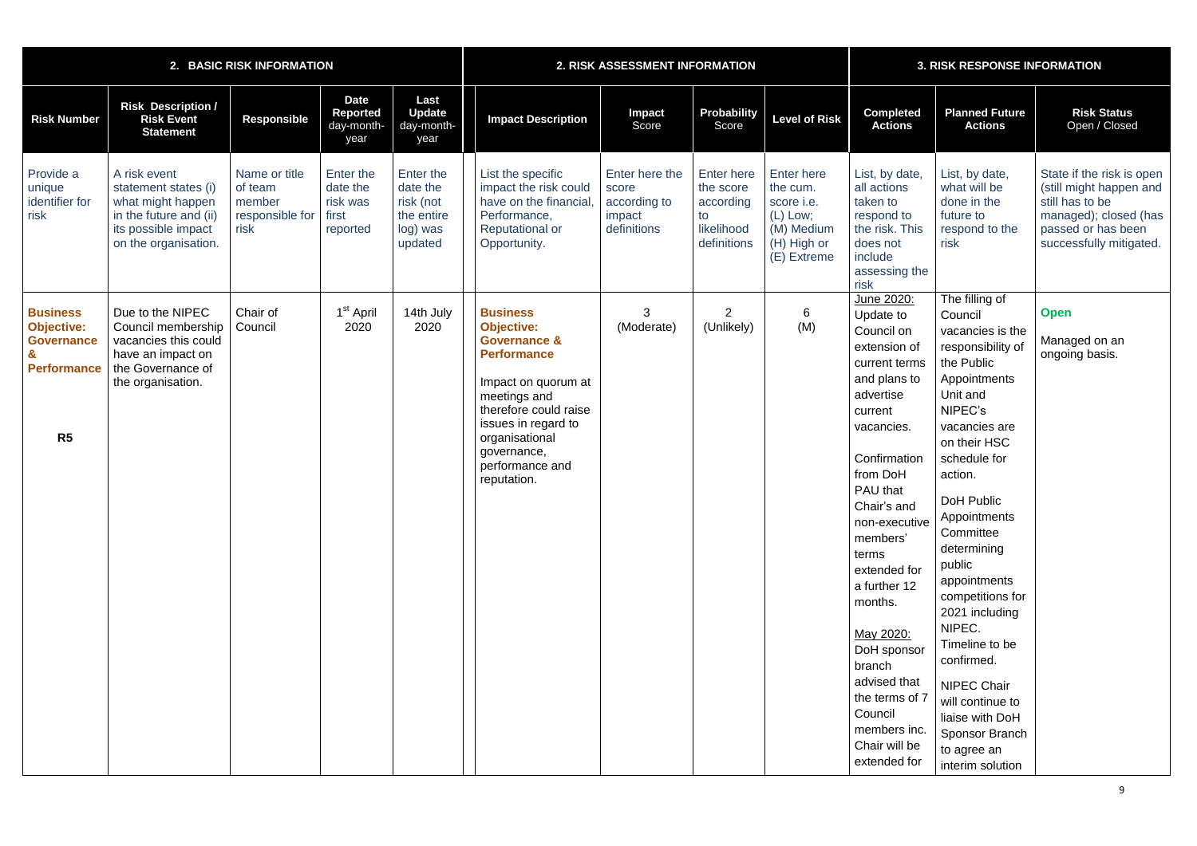| 2. BASIC RISK INFORMATION | | | | | 2. RISK ASSESSMENT INFORMATION | | | | 3. RISK RESPONSE INFORMATION | | |
|---|---|---|---|---|---|---|---|---|---|---|---|
| **Risk Number** | **Risk Description / Risk Event Statement** | **Responsible** | **Date Reported** day-month-year | **Last Update** day-month-year | **Impact Description** | **Impact** Score | **Probability** Score | **Level of Risk** | **Completed Actions** | **Planned Future Actions** | **Risk Status** Open / Closed |
| Provide a unique identifier for risk | A risk event statement states (i) what might happen in the future and (ii) its possible impact on the organisation. | Name or title of team member responsible for risk | Enter the date the risk was first reported | Enter the date the risk (not the entire log) was updated | List the specific impact the risk could have on the financial, Performance, Reputational or Opportunity. | Enter here the score according to impact definitions | Enter here the score according to likelihood definitions | Enter here the cum. score i.e. (L) Low; (M) Medium (H) High or (E) Extreme | List, by date, all actions taken to respond to the risk. This does not include assessing the risk | List, by date, what will be done in the future to respond to the risk | State if the risk is open (still might happen and still has to be managed); closed (has passed or has been successfully mitigated. |
| **Business Objective: Governance & Performance** <br><br> **R5** | Due to the NIPEC Council membership vacancies this could have an impact on the Governance of the organisation. | Chair of Council | 1st April 2020 | 14th July 2020 | **Business Objective: Governance & Performance** <br><br> Impact on quorum at meetings and therefore could raise issues in regard to organisational governance, performance and reputation. | 3 (Moderate) | 2 (Unlikely) | 6 (M) | June 2020: Update to Council on extension of current terms and plans to advertise current vacancies. <br><br> Confirmation from DoH PAU that Chair's and non-executive members' terms extended for a further 12 months. <br><br> May 2020: DoH sponsor branch advised that the terms of 7 Council members inc. Chair will be extended for | The filling of Council vacancies is the responsibility of the Public Appointments Unit and NIPEC's vacancies are on their HSC schedule for action. <br><br> DoH Public Appointments Committee determining public appointments competitions for 2021 including NIPEC. Timeline to be confirmed. <br><br> NIPEC Chair will continue to liaise with DoH Sponsor Branch to agree an interim solution | **Open** <br><br> Managed on an ongoing basis. |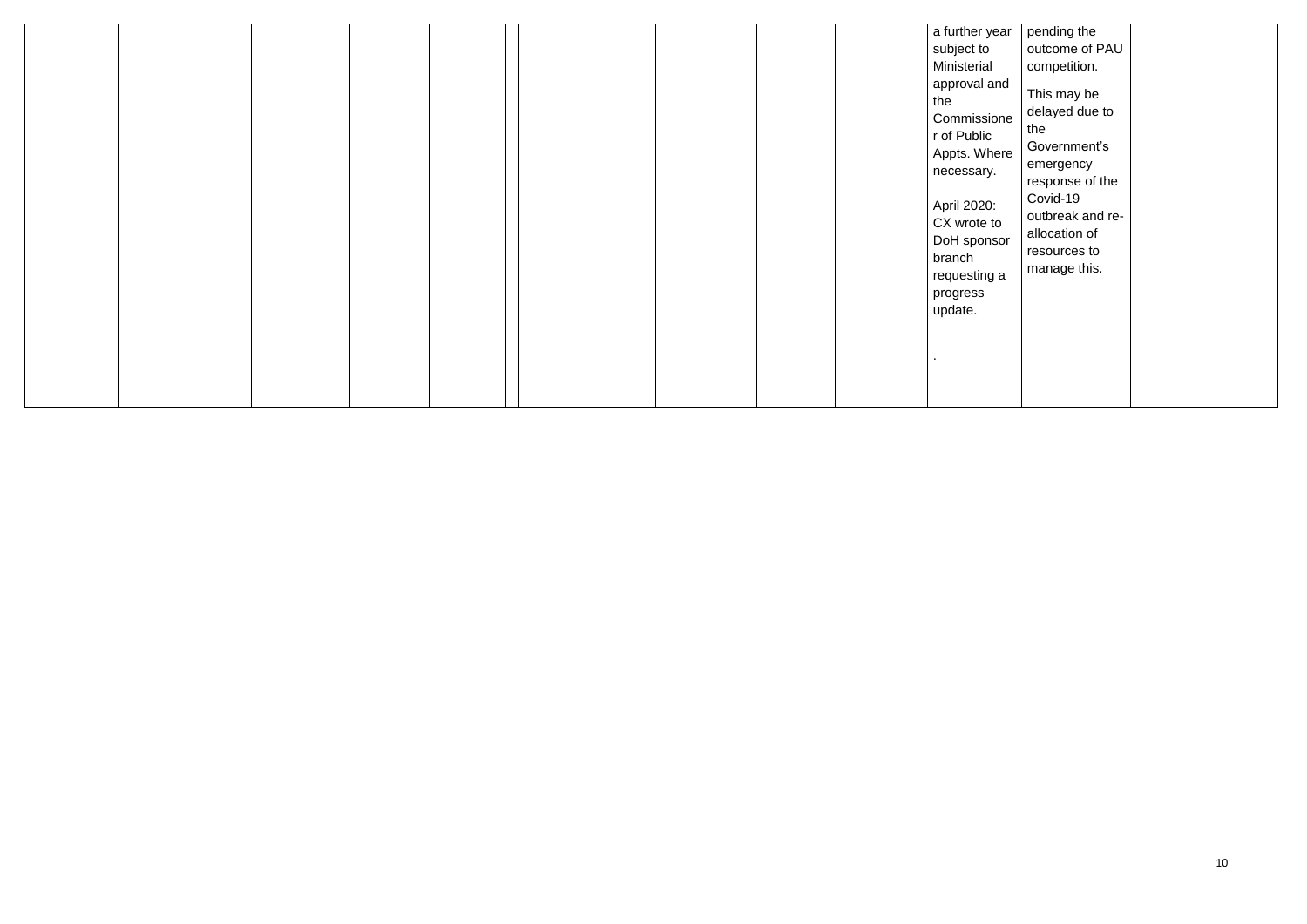| | | | | | | | | | | | |
|---|---|---|---|---|---|---|---|---|---|---|---|
| | | | | | | | | | a further year subject to Ministerial approval and the Commissioner of Public Appts. Where necessary.<br><br><u>April 2020</u>: CX wrote to DoH sponsor branch requesting a progress update.<br><br>. | pending the outcome of PAU competition.<br><br>This may be delayed due to the Government's emergency response of the Covid-19 outbreak and re-allocation of resources to manage this. | |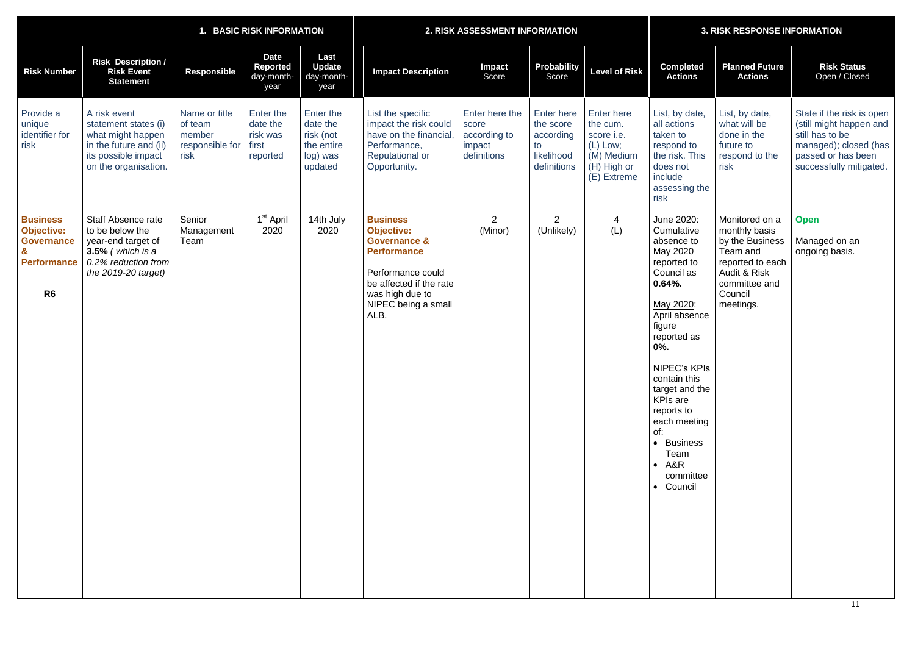| 1. BASIC RISK INFORMATION | | | | | 2. RISK ASSESSMENT INFORMATION | | | | 3. RISK RESPONSE INFORMATION | | |
|---|---|---|---|---|---|---|---|---|---|---|---|
| **Risk Number** | **Risk Description / Risk Event Statement** | **Responsible** | **Date Reported** day-month-year | **Last Update** day-month-year | **Impact Description** | **Impact** Score | **Probability** Score | **Level of Risk** | **Completed Actions** | **Planned Future Actions** | **Risk Status** Open / Closed |
| Provide a unique identifier for risk | A risk event statement states (i) what might happen in the future and (ii) its possible impact on the organisation. | Name or title of team member responsible for risk | Enter the date the risk was first reported | Enter the date the risk (not the entire log) was updated | List the specific impact the risk could have on the financial, Performance, Reputational or Opportunity. | Enter here the score according to impact definitions | Enter here the score according to likelihood definitions | Enter here the cum. score i.e. (L) Low; (M) Medium (H) High or (E) Extreme | List, by date, all actions taken to respond to the risk. This does not include assessing the risk | List, by date, what will be done in the future to respond to the risk | State if the risk is open (still might happen and still has to be managed); closed (has passed or has been successfully mitigated. |
| **Business Objective: Governance & Performance** <br><br> **R6** | Staff Absence rate to be below the year-end target of **3.5%** *( which is a 0.2% reduction from the 2019-20 target)* | Senior Management Team | 1st April 2020 | 14th July 2020 | **Business Objective: Governance & Performance** <br><br> Performance could be affected if the rate was high due to NIPEC being a small ALB. | 2 (Minor) | 2 (Unlikely) | 4 (L) | June 2020: Cumulative absence to May 2020 reported to Council as **0.64%.** <br><br> May 2020: April absence figure reported as **0%.** <br><br> NIPEC's KPIs contain this target and the KPIs are reports to each meeting of: <br>• Business Team <br>• A&R committee <br>• Council | Monitored on a monthly basis by the Business Team and reported to each Audit & Risk committee and Council meetings. | **Open** <br><br> Managed on an ongoing basis. |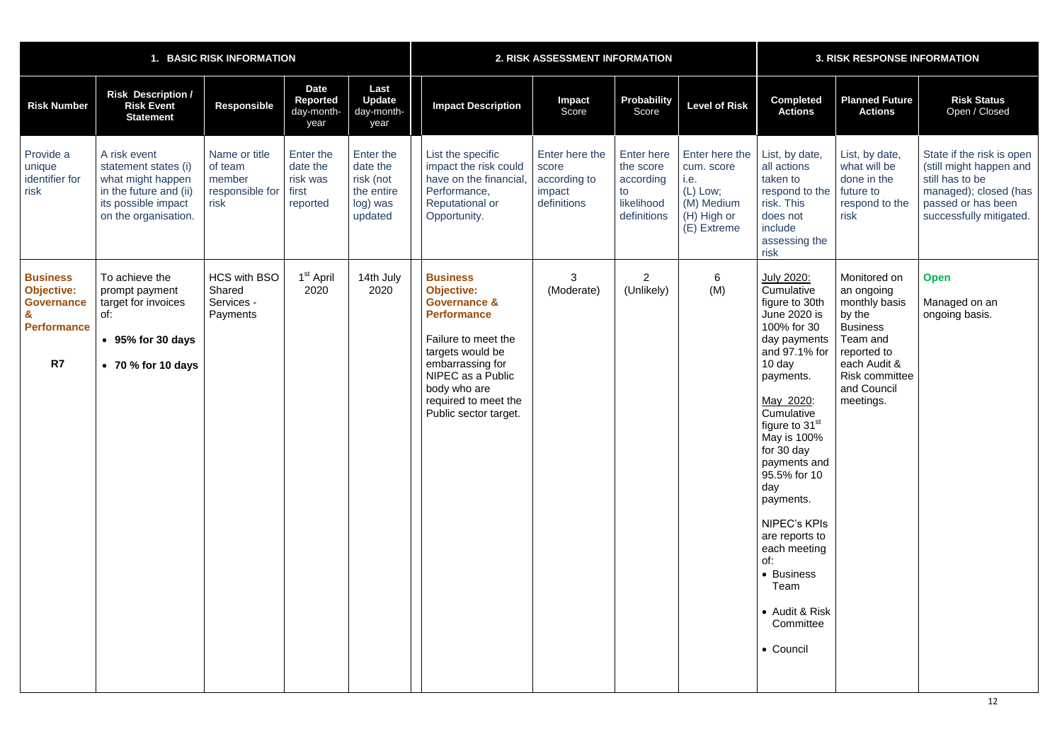| 1. BASIC RISK INFORMATION | | | | | 2. RISK ASSESSMENT INFORMATION | | | | 3. RISK RESPONSE INFORMATION | | |
|---|---|---|---|---|---|---|---|---|---|---|---|
| **Risk Number** | **Risk Description / Risk Event Statement** | **Responsible** | **Date Reported** day-month-year | **Last Update** day-month-year | **Impact Description** | **Impact** Score | **Probability** Score | **Level of Risk** | **Completed Actions** | **Planned Future Actions** | **Risk Status** Open / Closed |
| Provide a unique identifier for risk | A risk event statement states (i) what might happen in the future and (ii) its possible impact on the organisation. | Name or title of team member responsible for risk | Enter the date the risk was first reported | Enter the date the risk (not the entire log) was updated | List the specific impact the risk could have on the financial, Performance, Reputational or Opportunity. | Enter here the score according to impact definitions | Enter here the score according to likelihood definitions | Enter here the cum. score i.e. (L) Low; (M) Medium (H) High or (E) Extreme | List, by date, all actions taken to respond to the risk. This does not include assessing the risk | List, by date, what will be done in the future to respond to the risk | State if the risk is open (still might happen and still has to be managed); closed (has passed or has been successfully mitigated. |
| **Business Objective: Governance & Performance** <br><br> **R7** | To achieve the prompt payment target for invoices of: <br>• **95% for 30 days** <br>• **70 % for 10 days** | HCS with BSO Shared Services - Payments | 1st April 2020 | 14th July 2020 | **Business Objective: Governance & Performance** <br><br> Failure to meet the targets would be embarrassing for NIPEC as a Public body who are required to meet the Public sector target. | 3 (Moderate) | 2 (Unlikely) | 6 (M) | July 2020: Cumulative figure to 30th June 2020 is 100% for 30 day payments and 97.1% for 10 day payments. <br><br> May 2020: Cumulative figure to 31st May is 100% for 30 day payments and 95.5% for 10 day payments. <br><br> NIPEC's KPIs are reports to each meeting of: <br>• Business Team <br>• Audit & Risk Committee <br>• Council | Monitored on an ongoing monthly basis by the Business Team and reported to each Audit & Risk committee and Council meetings. | **Open** <br><br> Managed on an ongoing basis. |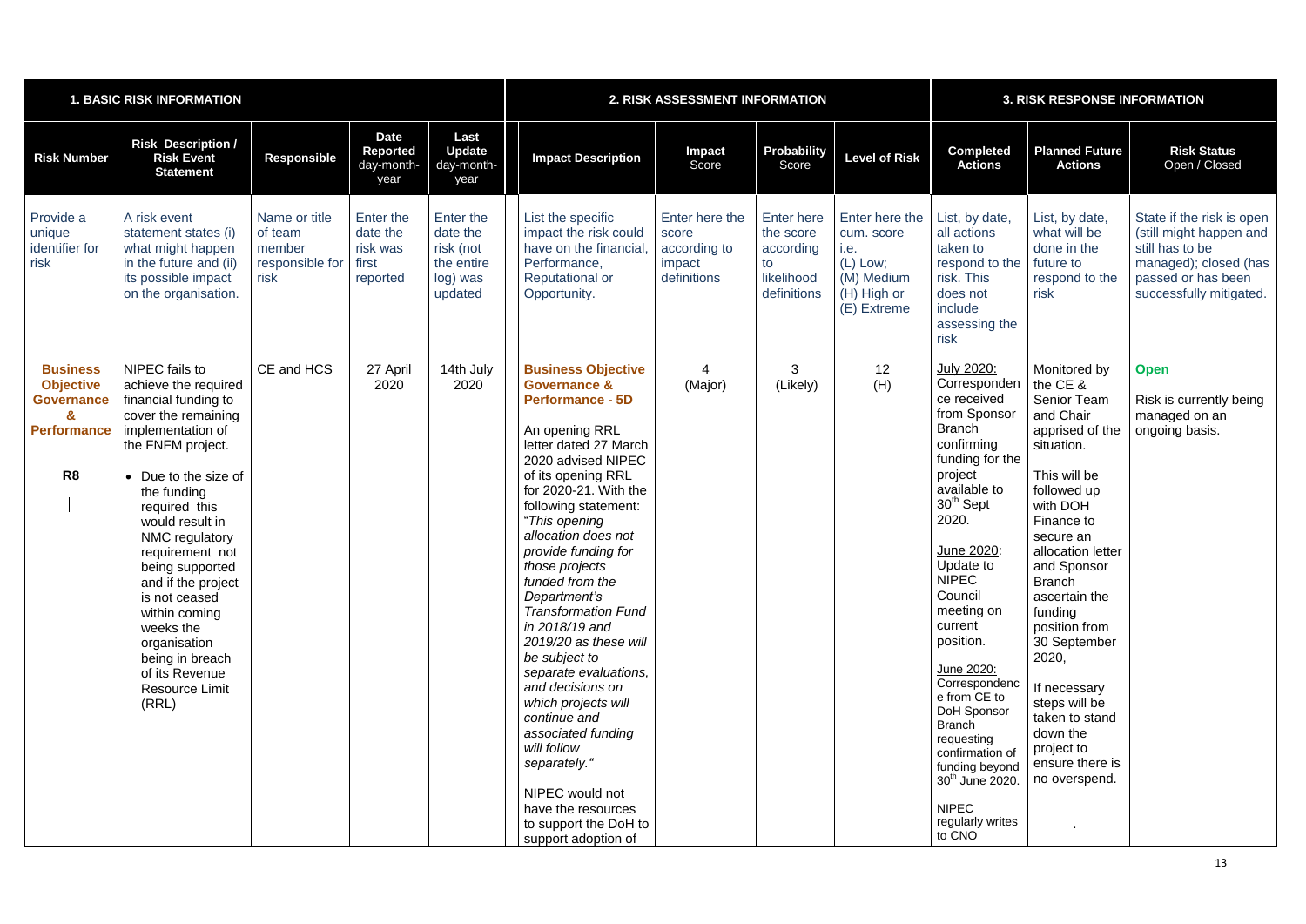| 1. BASIC RISK INFORMATION | | | | | 2. RISK ASSESSMENT INFORMATION | | | | 3. RISK RESPONSE INFORMATION | | |
|---|---|---|---|---|---|---|---|---|---|---|---|
| **Risk Number** | **Risk Description / Risk Event Statement** | **Responsible** | **Date Reported** day-month-year | **Last Update** day-month-year | **Impact Description** | **Impact** Score | **Probability** Score | **Level of Risk** | **Completed Actions** | **Planned Future Actions** | **Risk Status** Open / Closed |
| Provide a unique identifier for risk | A risk event statement states (i) what might happen in the future and (ii) its possible impact on the organisation. | Name or title of team member responsible for risk | Enter the date the risk was first reported | Enter the date the risk (not the entire log) was updated | List the specific impact the risk could have on the financial, Performance, Reputational or Opportunity. | Enter here the score according to impact definitions | Enter here the score according to likelihood definitions | Enter here the cum. score i.e. (L) Low; (M) Medium (H) High or (E) Extreme | List, by date, all actions taken to respond to the risk. This does not include assessing the risk | List, by date, what will be done in the future to respond to the risk | State if the risk is open (still might happen and still has to be managed); closed (has passed or has been successfully mitigated. |
| **Business Objective Governance & Performance**<br><br>**R8** | NIPEC fails to achieve the required financial funding to cover the remaining implementation of the FNFM project.<br><br>• Due to the size of the funding required this would result in NMC regulatory requirement not being supported and if the project is not ceased within coming weeks the organisation being in breach of its Revenue Resource Limit (RRL) | CE and HCS | 27 April 2020 | 14th July 2020 | **Business Objective Governance & Performance - 5D**<br><br>An opening RRL letter dated 27 March 2020 advised NIPEC of its opening RRL for 2020-21. With the following statement: "*This opening allocation does not provide funding for those projects funded from the Department's Transformation Fund in 2018/19 and 2019/20 as these will be subject to separate evaluations, and decisions on which projects will continue and associated funding will follow separately.*"<br><br>NIPEC would not have the resources to support the DoH to support adoption of | 4 (Major) | 3 (Likely) | 12 (H) | July 2020: Correspondence received from Sponsor Branch confirming funding for the project available to 30th Sept 2020.<br><br>June 2020: Update to NIPEC Council meeting on current position.<br><br>June 2020: Correspondence from CE to DoH Sponsor Branch requesting confirmation of funding beyond 30th June 2020.<br><br>NIPEC regularly writes to CNO | Monitored by the CE & Senior Team and Chair apprised of the situation.<br><br>This will be followed up with DOH Finance to secure an allocation letter and Sponsor Branch ascertain the funding position from 30 September 2020,<br><br>If necessary steps will be taken to stand down the project to ensure there is no overspend.<br><br>. | **Open**<br><br>Risk is currently being managed on an ongoing basis. |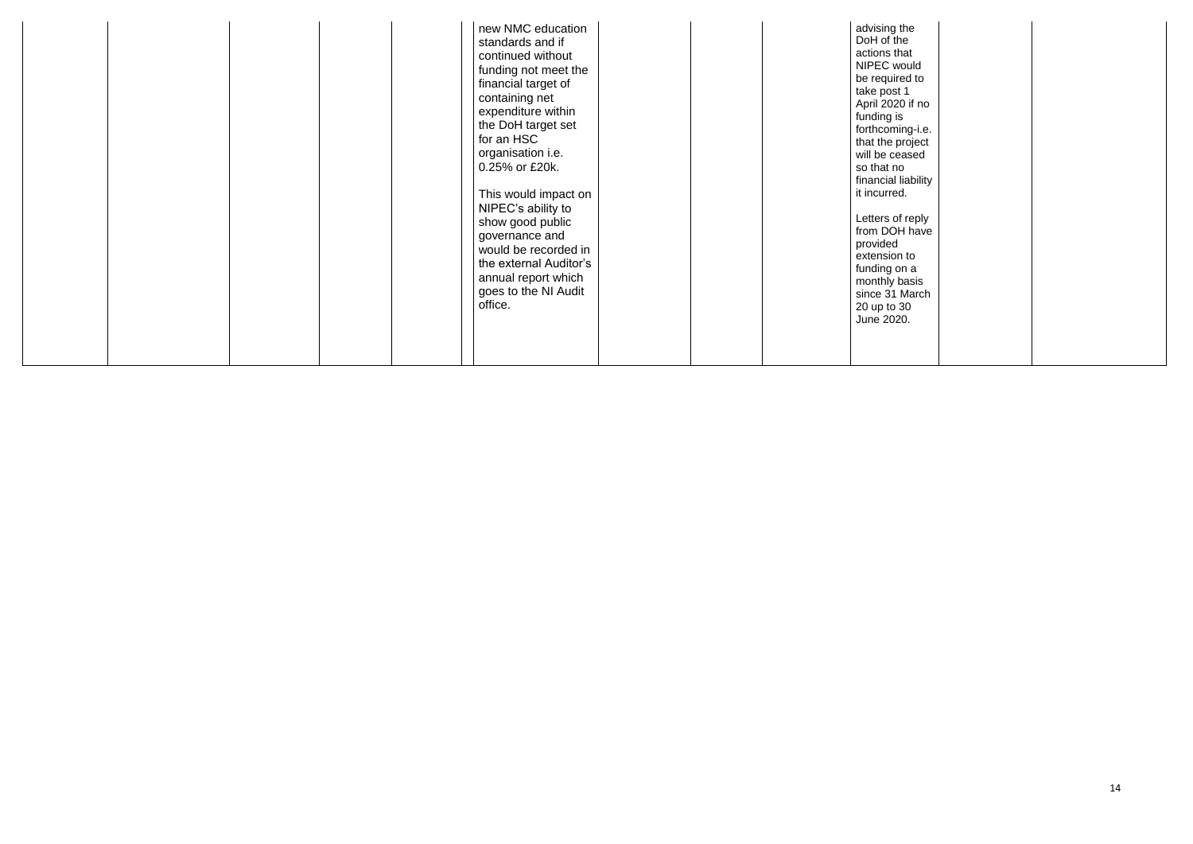| | | | | | | | | | | | | |
|---|---|---|---|---|---|---|---|---|---|---|---|---|
| | | | | | | new NMC education standards and if continued without funding not meet the financial target of containing net expenditure within the DoH target set for an HSC organisation i.e. 0.25% or £20k.<br><br>This would impact on NIPEC's ability to show good public governance and would be recorded in the external Auditor's annual report which goes to the NI Audit office. | | | | advising the DoH of the actions that NIPEC would be required to take post 1 April 2020 if no funding is forthcoming-i.e. that the project will be ceased so that no financial liability it incurred.<br><br>Letters of reply from DOH have provided extension to funding on a monthly basis since 31 March 20 up to 30 June 2020. | | |